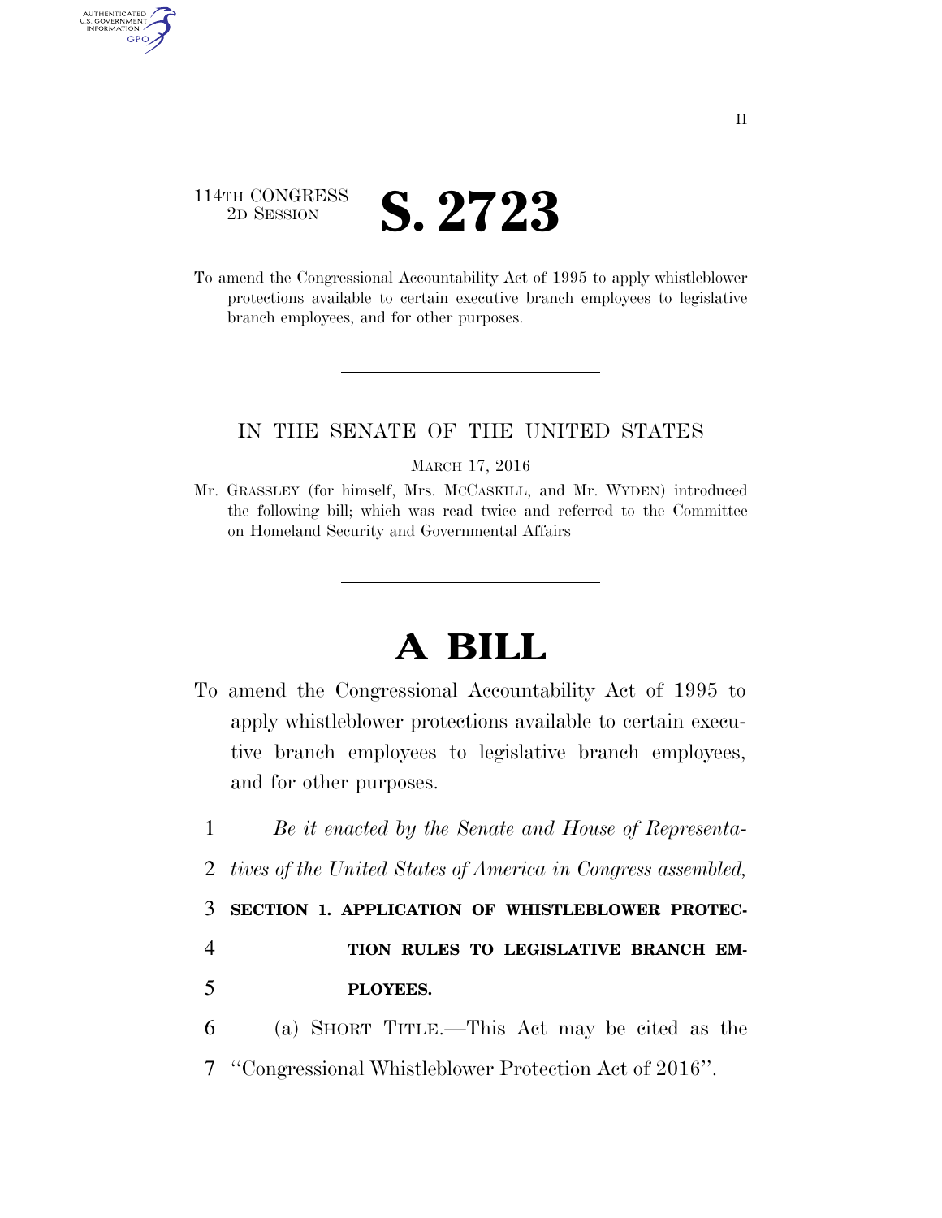114TH CONGRESS
2D SESSION

# S. 2723

To amend the Congressional Accountability Act of 1995 to apply whistleblower protections available to certain executive branch employees to legislative branch employees, and for other purposes.

---

IN THE SENATE OF THE UNITED STATES

MARCH 17, 2016

Mr. GRASSLEY (for himself, Mrs. MCCASKILL, and Mr. WYDEN) introduced the following bill; which was read twice and referred to the Committee on Homeland Security and Governmental Affairs

---

# A BILL

To amend the Congressional Accountability Act of 1995 to apply whistleblower protections available to certain executive branch employees to legislative branch employees, and for other purposes.

1 *Be it enacted by the Senate and House of Representa-*
2 *tives of the United States of America in Congress assembled,*

3 **SECTION 1. APPLICATION OF WHISTLEBLOWER PROTEC-**
4 **TION RULES TO LEGISLATIVE BRANCH EM-**
5 **PLOYEES.**

6 (a) SHORT TITLE.—This Act may be cited as the
7 "Congressional Whistleblower Protection Act of 2016".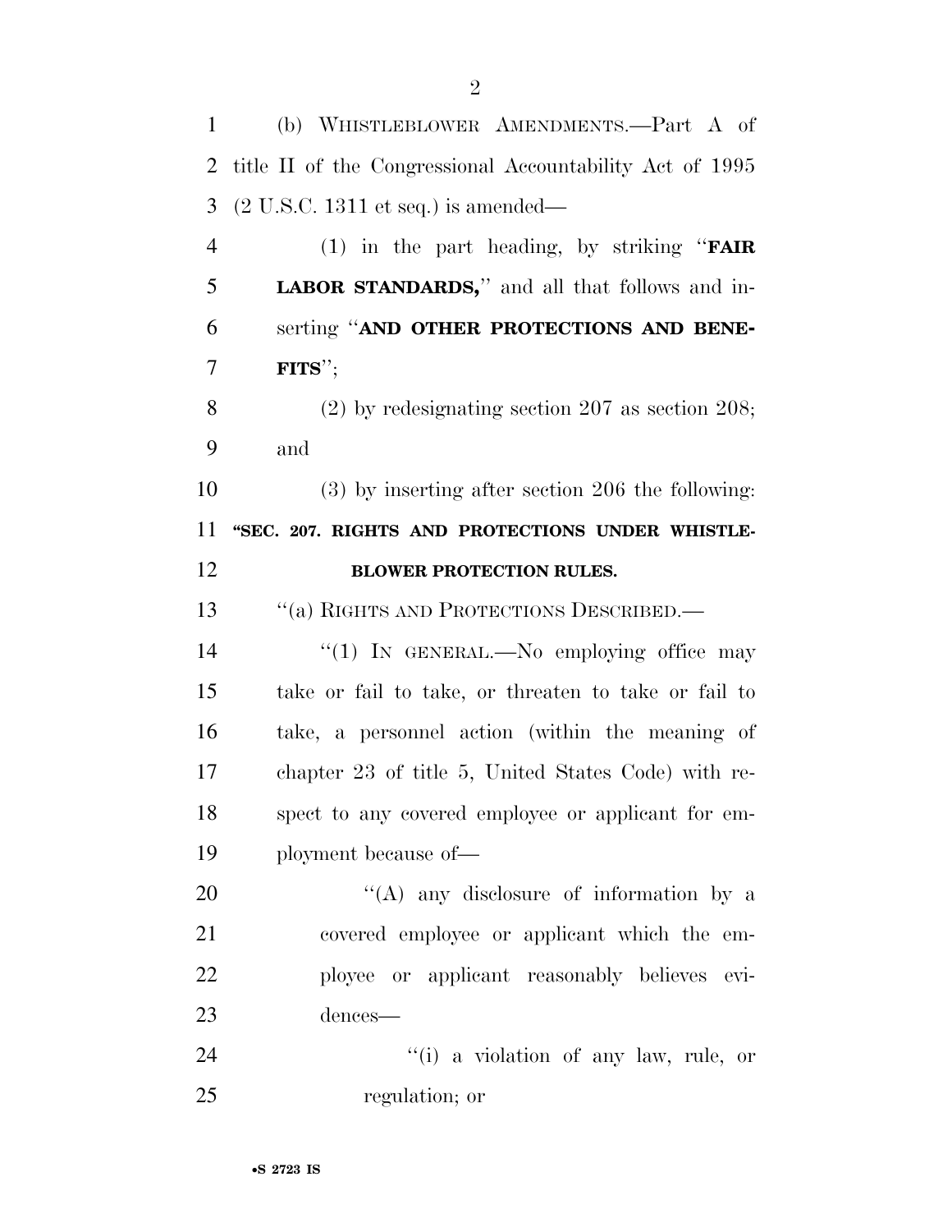(b) WHISTLEBLOWER AMENDMENTS.—Part A of title II of the Congressional Accountability Act of 1995 (2 U.S.C. 1311 et seq.) is amended—

(1) in the part heading, by striking "**FAIR LABOR STANDARDS,**" and all that follows and inserting "**AND OTHER PROTECTIONS AND BENEFITS**";

(2) by redesignating section 207 as section 208; and

(3) by inserting after section 206 the following:

**"SEC. 207. RIGHTS AND PROTECTIONS UNDER WHISTLEBLOWER PROTECTION RULES.**

"(a) RIGHTS AND PROTECTIONS DESCRIBED.—

"(1) IN GENERAL.—No employing office may take or fail to take, or threaten to take or fail to take, a personnel action (within the meaning of chapter 23 of title 5, United States Code) with respect to any covered employee or applicant for employment because of—

"(A) any disclosure of information by a covered employee or applicant which the employee or applicant reasonably believes evidences—

"(i) a violation of any law, rule, or regulation; or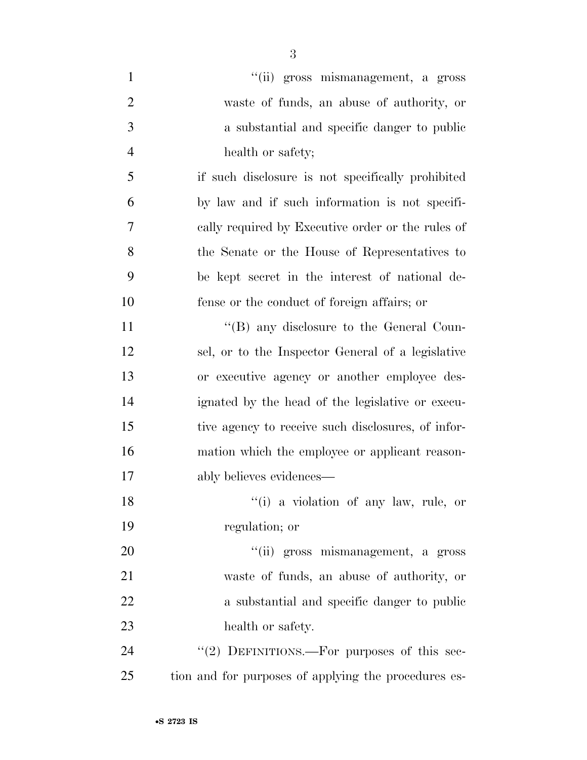''(ii) gross mismanagement, a gross waste of funds, an abuse of authority, or a substantial and specific danger to public health or safety;

if such disclosure is not specifically prohibited by law and if such information is not specifically required by Executive order or the rules of the Senate or the House of Representatives to be kept secret in the interest of national defense or the conduct of foreign affairs; or

''(B) any disclosure to the General Counsel, or to the Inspector General of a legislative or executive agency or another employee designated by the head of the legislative or executive agency to receive such disclosures, of information which the employee or applicant reasonably believes evidences—

''(i) a violation of any law, rule, or regulation; or

''(ii) gross mismanagement, a gross waste of funds, an abuse of authority, or a substantial and specific danger to public health or safety.

''(2) DEFINITIONS.—For purposes of this section and for purposes of applying the procedures es-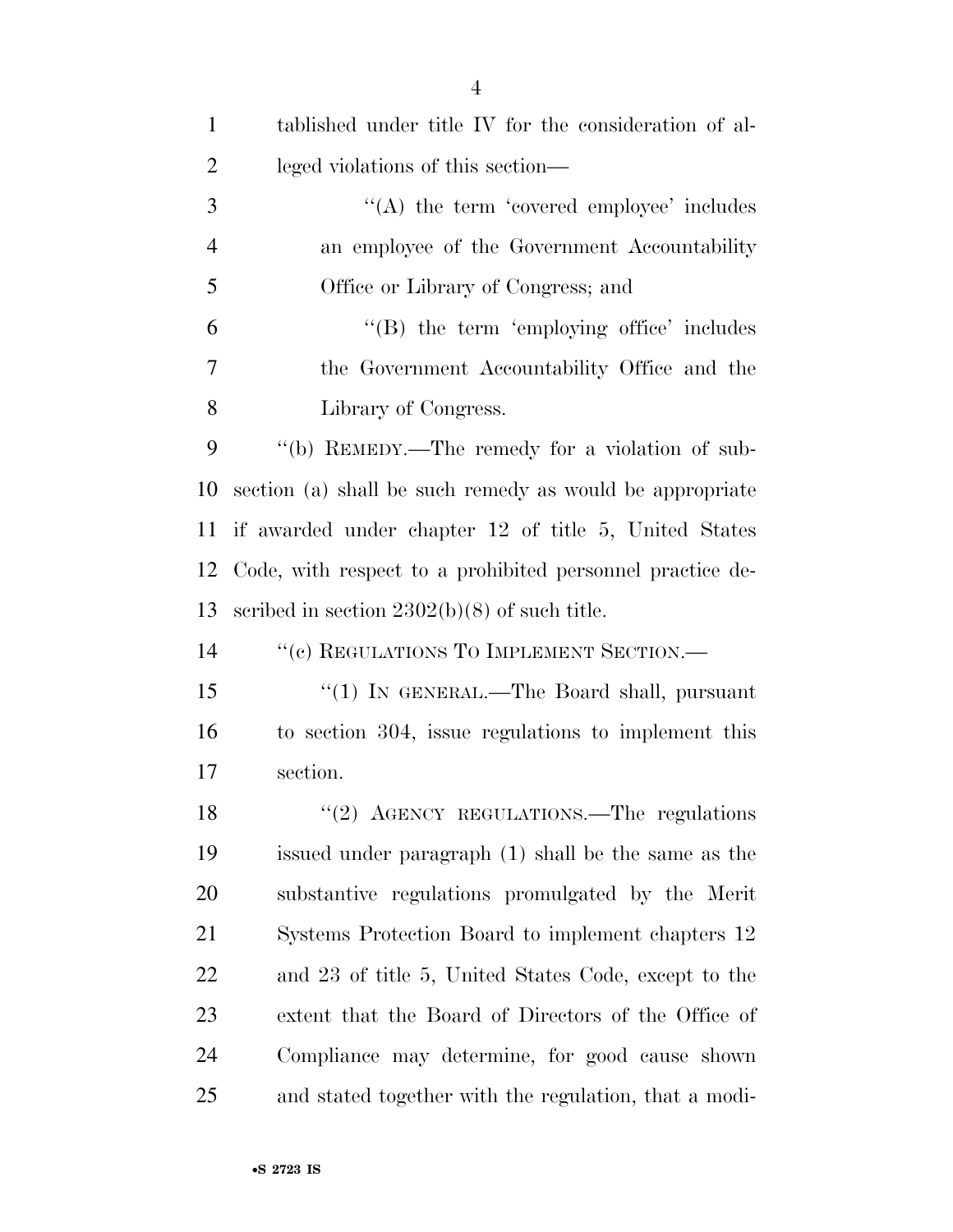tablished under title IV for the consideration of alleged violations of this section—

"(A) the term 'covered employee' includes an employee of the Government Accountability Office or Library of Congress; and

"(B) the term 'employing office' includes the Government Accountability Office and the Library of Congress.

"(b) REMEDY.—The remedy for a violation of subsection (a) shall be such remedy as would be appropriate if awarded under chapter 12 of title 5, United States Code, with respect to a prohibited personnel practice described in section 2302(b)(8) of such title.

"(c) REGULATIONS TO IMPLEMENT SECTION.—

"(1) IN GENERAL.—The Board shall, pursuant to section 304, issue regulations to implement this section.

"(2) AGENCY REGULATIONS.—The regulations issued under paragraph (1) shall be the same as the substantive regulations promulgated by the Merit Systems Protection Board to implement chapters 12 and 23 of title 5, United States Code, except to the extent that the Board of Directors of the Office of Compliance may determine, for good cause shown and stated together with the regulation, that a modi-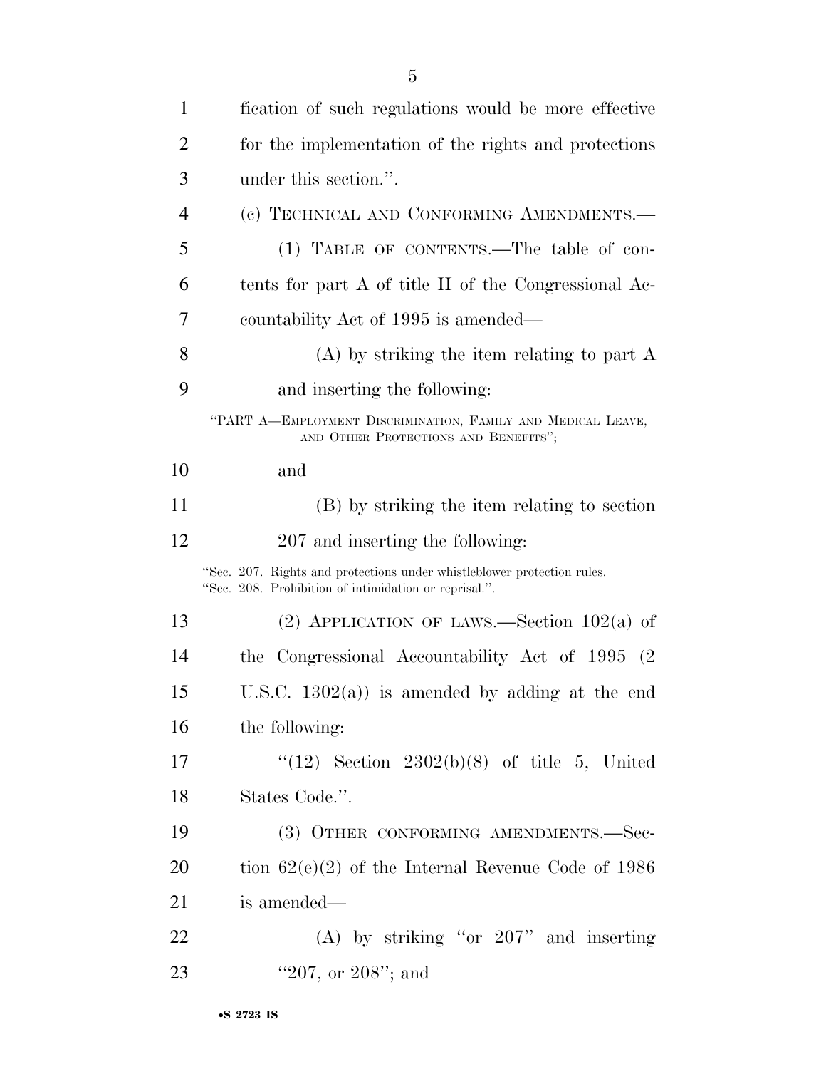fication of such regulations would be more effective for the implementation of the rights and protections under this section.''.

(c) TECHNICAL AND CONFORMING AMENDMENTS.—

(1) TABLE OF CONTENTS.—The table of contents for part A of title II of the Congressional Accountability Act of 1995 is amended—

(A) by striking the item relating to part A and inserting the following:

''PART A—EMPLOYMENT DISCRIMINATION, FAMILY AND MEDICAL LEAVE, AND OTHER PROTECTIONS AND BENEFITS'';

and

(B) by striking the item relating to section 207 and inserting the following:

''Sec. 207. Rights and protections under whistleblower protection rules.
''Sec. 208. Prohibition of intimidation or reprisal.''.

(2) APPLICATION OF LAWS.—Section 102(a) of the Congressional Accountability Act of 1995 (2 U.S.C. 1302(a)) is amended by adding at the end the following:

''(12) Section 2302(b)(8) of title 5, United States Code.''.

(3) OTHER CONFORMING AMENDMENTS.—Section 62(e)(2) of the Internal Revenue Code of 1986 is amended—

(A) by striking ''or 207'' and inserting ''207, or 208''; and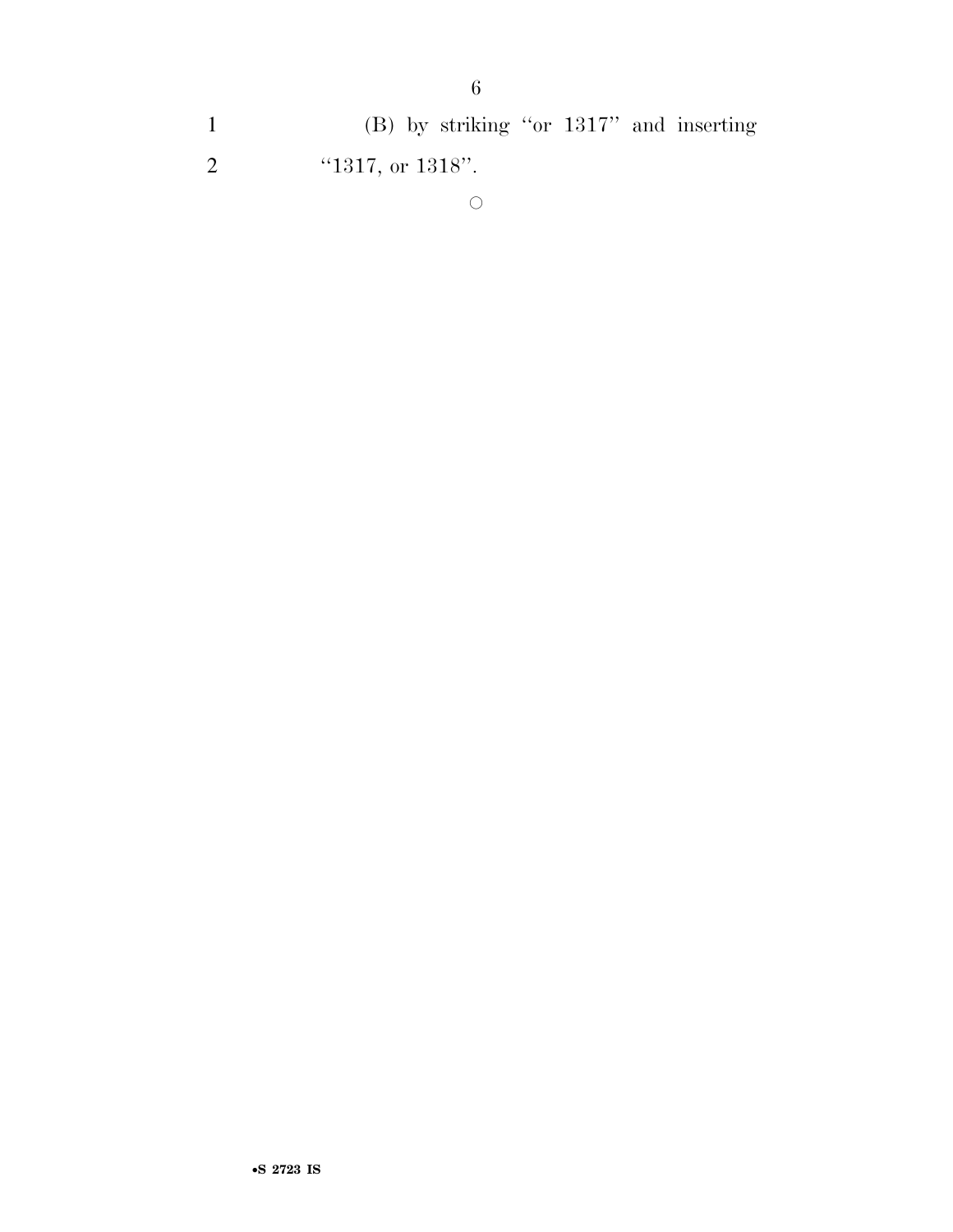(B) by striking "or 1317" and inserting "1317, or 1318".

○